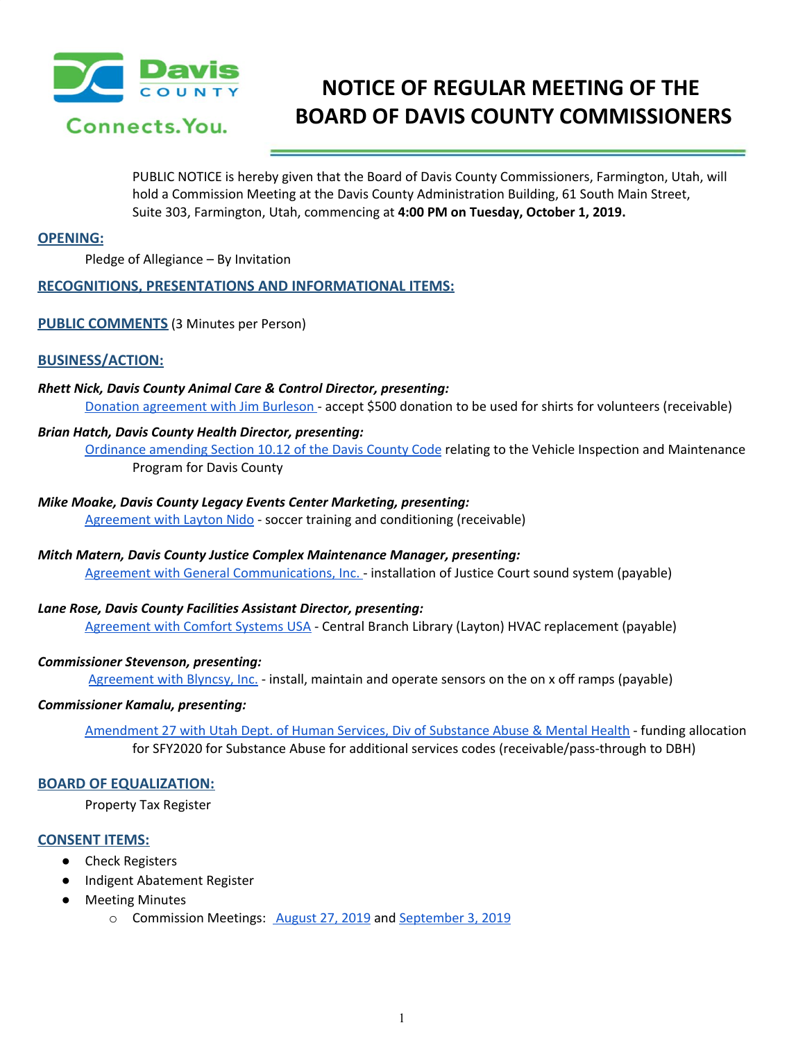# NOTICE OF REGULAR MEETING OF THE BOARD OF DAVIS COUNTY COMMISSIONERS

PUBLIC NOTICE is hereby given that the Board of Davis County Commissioners, Farmington, Utah, will hold a Commission Meeting at the Davis County Administration Building, 61 South Main Street, Suite 303, Farmington, Utah, commencing at **4:00 PM on Tuesday, October 1, 2019.**

## OPENING:

Pledge of Allegiance – By Invitation

## RECOGNITIONS, PRESENTATIONS AND INFORMATIONAL ITEMS:

## PUBLIC COMMENTS (3 Minutes per Person)

## BUSINESS/ACTION:

***Rhett Nick, Davis County Animal Care & Control Director, presenting:***

Donation agreement with Jim Burleson - accept $500 donation to be used for shirts for volunteers (receivable)

***Brian Hatch, Davis County Health Director, presenting:***

Ordinance amending Section 10.12 of the Davis County Code relating to the Vehicle Inspection and Maintenance Program for Davis County

***Mike Moake, Davis County Legacy Events Center Marketing, presenting:***

Agreement with Layton Nido - soccer training and conditioning (receivable)

***Mitch Matern, Davis County Justice Complex Maintenance Manager, presenting:***

Agreement with General Communications, Inc. - installation of Justice Court sound system (payable)

***Lane Rose, Davis County Facilities Assistant Director, presenting:***

Agreement with Comfort Systems USA - Central Branch Library (Layton) HVAC replacement (payable)

***Commissioner Stevenson, presenting:***

Agreement with Blyncsy, Inc. - install, maintain and operate sensors on the on x off ramps (payable)

***Commissioner Kamalu, presenting:***

Amendment 27 with Utah Dept. of Human Services, Div of Substance Abuse & Mental Health - funding allocation for SFY2020 for Substance Abuse for additional services codes (receivable/pass-through to DBH)

## BOARD OF EQUALIZATION:

Property Tax Register

## CONSENT ITEMS:

- Check Registers
- Indigent Abatement Register
- Meeting Minutes
  - Commission Meetings: August 27, 2019 and September 3, 2019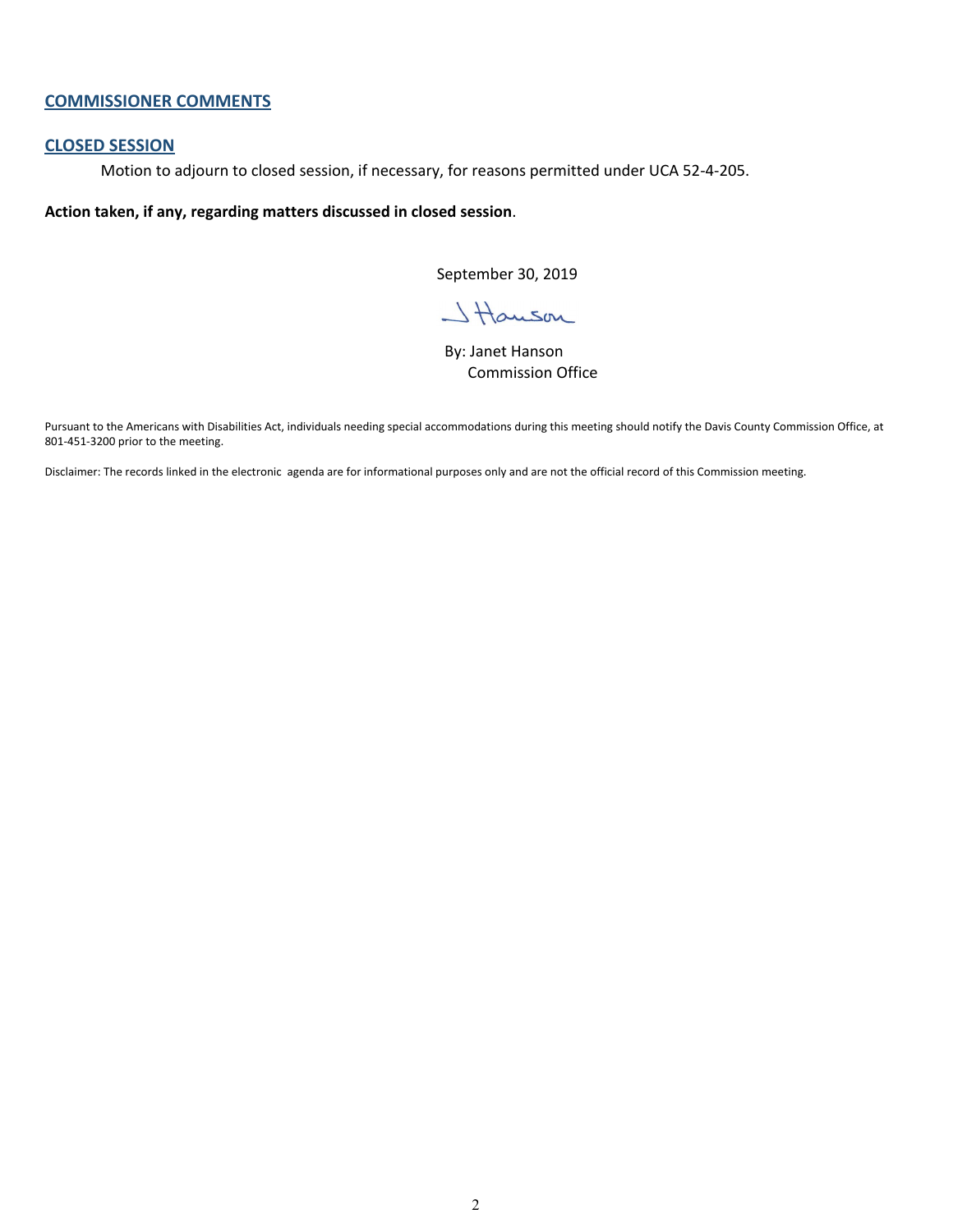## COMMISSIONER COMMENTS

## CLOSED SESSION

Motion to adjourn to closed session, if necessary, for reasons permitted under UCA 52-4-205.

**Action taken, if any, regarding matters discussed in closed session**.

September 30, 2019

J Hanson

By: Janet Hanson
Commission Office

Pursuant to the Americans with Disabilities Act, individuals needing special accommodations during this meeting should notify the Davis County Commission Office, at 801-451-3200 prior to the meeting.

Disclaimer: The records linked in the electronic agenda are for informational purposes only and are not the official record of this Commission meeting.